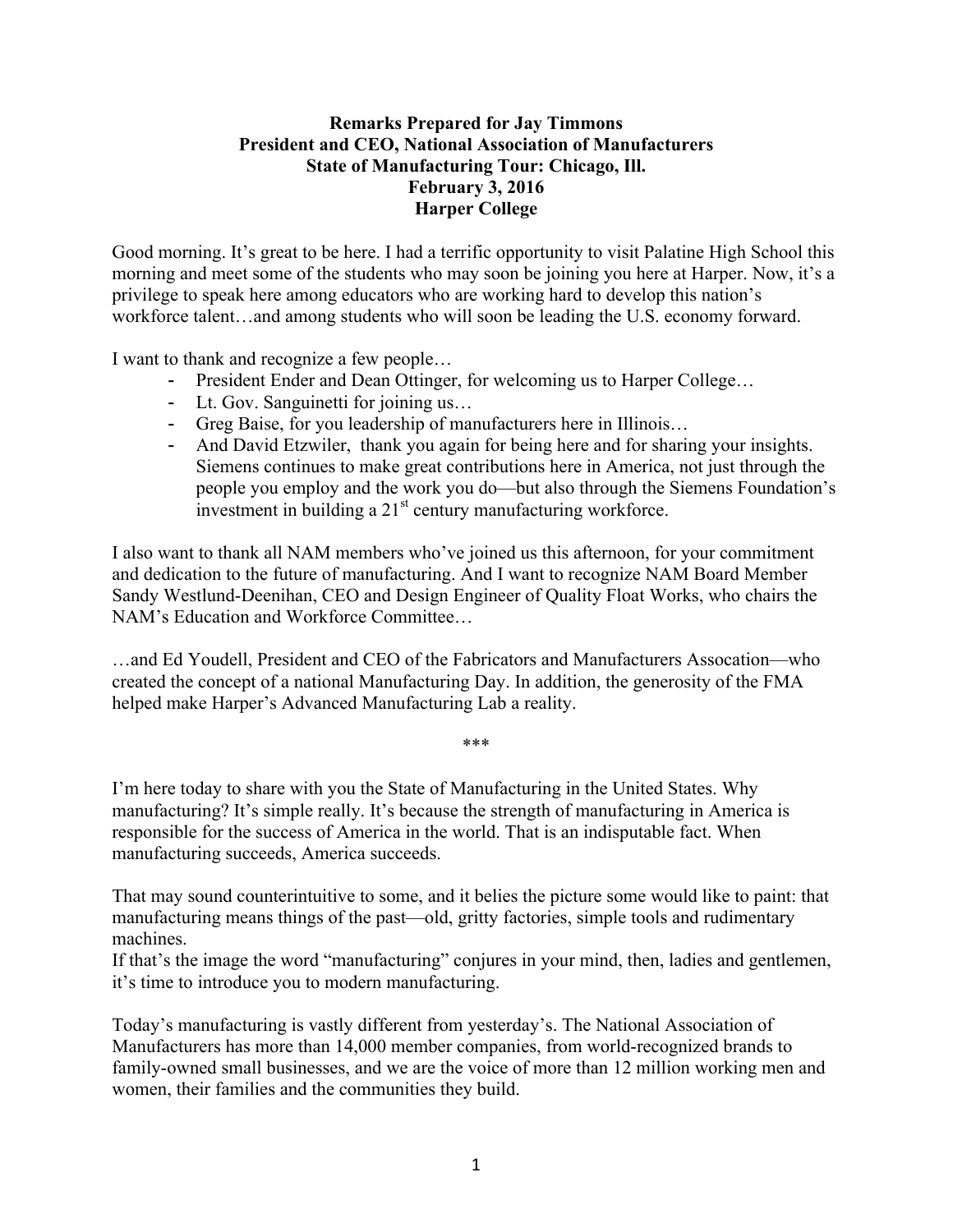**Remarks Prepared for Jay Timmons**
**President and CEO, National Association of Manufacturers**
**State of Manufacturing Tour: Chicago, Ill.**
**February 3, 2016**
**Harper College**

Good morning. It's great to be here. I had a terrific opportunity to visit Palatine High School this morning and meet some of the students who may soon be joining you here at Harper. Now, it's a privilege to speak here among educators who are working hard to develop this nation's workforce talent…and among students who will soon be leading the U.S. economy forward.

I want to thank and recognize a few people…

- President Ender and Dean Ottinger, for welcoming us to Harper College…
- Lt. Gov. Sanguinetti for joining us…
- Greg Baise, for you leadership of manufacturers here in Illinois…
- And David Etzwiler, thank you again for being here and for sharing your insights. Siemens continues to make great contributions here in America, not just through the people you employ and the work you do—but also through the Siemens Foundation's investment in building a 21st century manufacturing workforce.

I also want to thank all NAM members who've joined us this afternoon, for your commitment and dedication to the future of manufacturing. And I want to recognize NAM Board Member Sandy Westlund-Deenihan, CEO and Design Engineer of Quality Float Works, who chairs the NAM's Education and Workforce Committee…

…and Ed Youdell, President and CEO of the Fabricators and Manufacturers Assocation—who created the concept of a national Manufacturing Day. In addition, the generosity of the FMA helped make Harper's Advanced Manufacturing Lab a reality.

***

I'm here today to share with you the State of Manufacturing in the United States. Why manufacturing? It's simple really. It's because the strength of manufacturing in America is responsible for the success of America in the world. That is an indisputable fact. When manufacturing succeeds, America succeeds.

That may sound counterintuitive to some, and it belies the picture some would like to paint: that manufacturing means things of the past—old, gritty factories, simple tools and rudimentary machines.

If that's the image the word "manufacturing" conjures in your mind, then, ladies and gentlemen, it's time to introduce you to modern manufacturing.

Today's manufacturing is vastly different from yesterday's. The National Association of Manufacturers has more than 14,000 member companies, from world-recognized brands to family-owned small businesses, and we are the voice of more than 12 million working men and women, their families and the communities they build.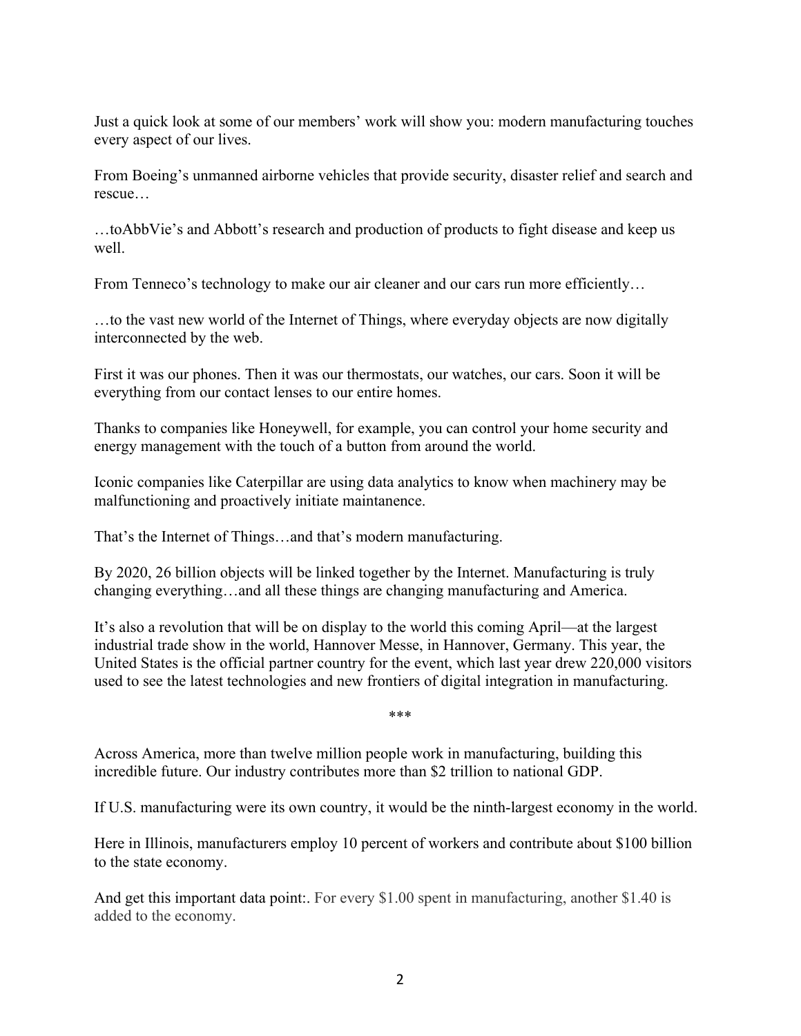Just a quick look at some of our members' work will show you: modern manufacturing touches every aspect of our lives.

From Boeing's unmanned airborne vehicles that provide security, disaster relief and search and rescue…

…toAbbVie's and Abbott's research and production of products to fight disease and keep us well.

From Tenneco's technology to make our air cleaner and our cars run more efficiently…

…to the vast new world of the Internet of Things, where everyday objects are now digitally interconnected by the web.

First it was our phones. Then it was our thermostats, our watches, our cars. Soon it will be everything from our contact lenses to our entire homes.

Thanks to companies like Honeywell, for example, you can control your home security and energy management with the touch of a button from around the world.

Iconic companies like Caterpillar are using data analytics to know when machinery may be malfunctioning and proactively initiate maintanence.

That's the Internet of Things…and that's modern manufacturing.

By 2020, 26 billion objects will be linked together by the Internet. Manufacturing is truly changing everything…and all these things are changing manufacturing and America.

It's also a revolution that will be on display to the world this coming April—at the largest industrial trade show in the world, Hannover Messe, in Hannover, Germany. This year, the United States is the official partner country for the event, which last year drew 220,000 visitors used to see the latest technologies and new frontiers of digital integration in manufacturing.

***

Across America, more than twelve million people work in manufacturing, building this incredible future. Our industry contributes more than $2 trillion to national GDP.

If U.S. manufacturing were its own country, it would be the ninth-largest economy in the world.

Here in Illinois, manufacturers employ 10 percent of workers and contribute about $100 billion to the state economy.

And get this important data point:. For every $1.00 spent in manufacturing, another $1.40 is added to the economy.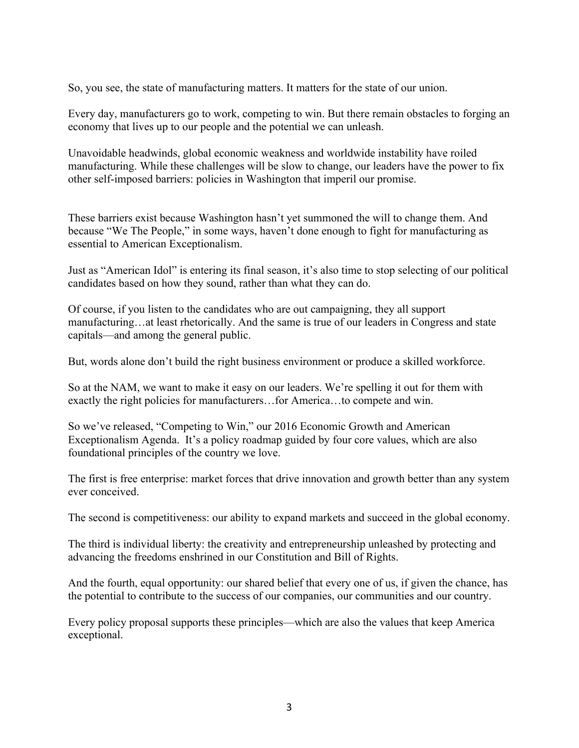So, you see, the state of manufacturing matters. It matters for the state of our union.

Every day, manufacturers go to work, competing to win. But there remain obstacles to forging an economy that lives up to our people and the potential we can unleash.

Unavoidable headwinds, global economic weakness and worldwide instability have roiled manufacturing. While these challenges will be slow to change, our leaders have the power to fix other self-imposed barriers: policies in Washington that imperil our promise.

These barriers exist because Washington hasn't yet summoned the will to change them. And because "We The People," in some ways, haven't done enough to fight for manufacturing as essential to American Exceptionalism.

Just as "American Idol" is entering its final season, it's also time to stop selecting of our political candidates based on how they sound, rather than what they can do.

Of course, if you listen to the candidates who are out campaigning, they all support manufacturing…at least rhetorically. And the same is true of our leaders in Congress and state capitals—and among the general public.

But, words alone don't build the right business environment or produce a skilled workforce.

So at the NAM, we want to make it easy on our leaders. We're spelling it out for them with exactly the right policies for manufacturers…for America…to compete and win.

So we've released, "Competing to Win," our 2016 Economic Growth and American Exceptionalism Agenda. It's a policy roadmap guided by four core values, which are also foundational principles of the country we love.

The first is free enterprise: market forces that drive innovation and growth better than any system ever conceived.

The second is competitiveness: our ability to expand markets and succeed in the global economy.

The third is individual liberty: the creativity and entrepreneurship unleashed by protecting and advancing the freedoms enshrined in our Constitution and Bill of Rights.

And the fourth, equal opportunity: our shared belief that every one of us, if given the chance, has the potential to contribute to the success of our companies, our communities and our country.

Every policy proposal supports these principles—which are also the values that keep America exceptional.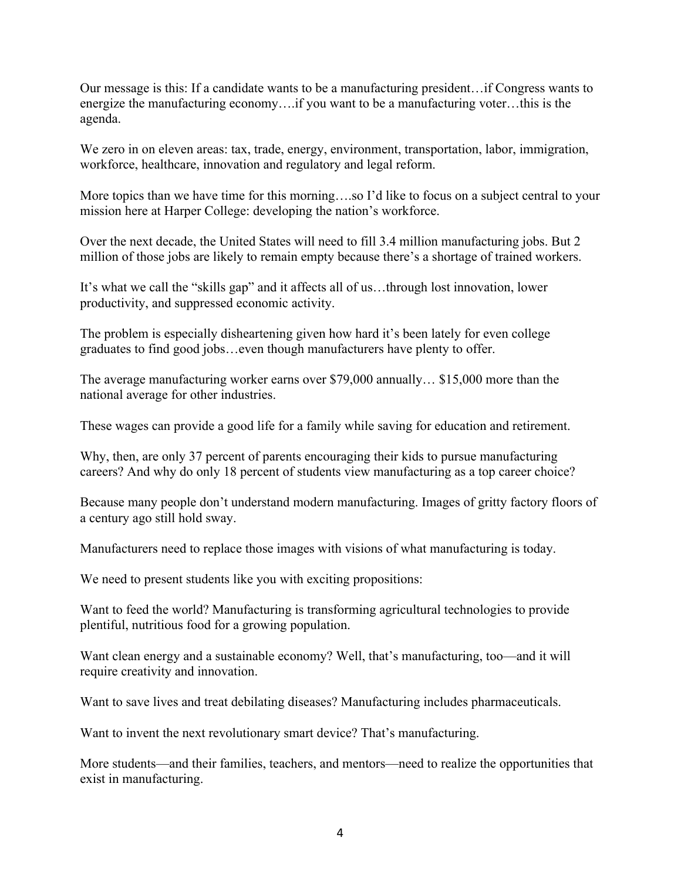Our message is this: If a candidate wants to be a manufacturing president…if Congress wants to energize the manufacturing economy….if you want to be a manufacturing voter…this is the agenda.

We zero in on eleven areas: tax, trade, energy, environment, transportation, labor, immigration, workforce, healthcare, innovation and regulatory and legal reform.

More topics than we have time for this morning….so I'd like to focus on a subject central to your mission here at Harper College: developing the nation's workforce.

Over the next decade, the United States will need to fill 3.4 million manufacturing jobs. But 2 million of those jobs are likely to remain empty because there's a shortage of trained workers.

It's what we call the "skills gap" and it affects all of us…through lost innovation, lower productivity, and suppressed economic activity.

The problem is especially disheartening given how hard it's been lately for even college graduates to find good jobs…even though manufacturers have plenty to offer.

The average manufacturing worker earns over $79,000 annually… $15,000 more than the national average for other industries.

These wages can provide a good life for a family while saving for education and retirement.

Why, then, are only 37 percent of parents encouraging their kids to pursue manufacturing careers? And why do only 18 percent of students view manufacturing as a top career choice?

Because many people don't understand modern manufacturing. Images of gritty factory floors of a century ago still hold sway.

Manufacturers need to replace those images with visions of what manufacturing is today.

We need to present students like you with exciting propositions:

Want to feed the world? Manufacturing is transforming agricultural technologies to provide plentiful, nutritious food for a growing population.

Want clean energy and a sustainable economy? Well, that's manufacturing, too—and it will require creativity and innovation.

Want to save lives and treat debilating diseases? Manufacturing includes pharmaceuticals.

Want to invent the next revolutionary smart device? That's manufacturing.

More students—and their families, teachers, and mentors—need to realize the opportunities that exist in manufacturing.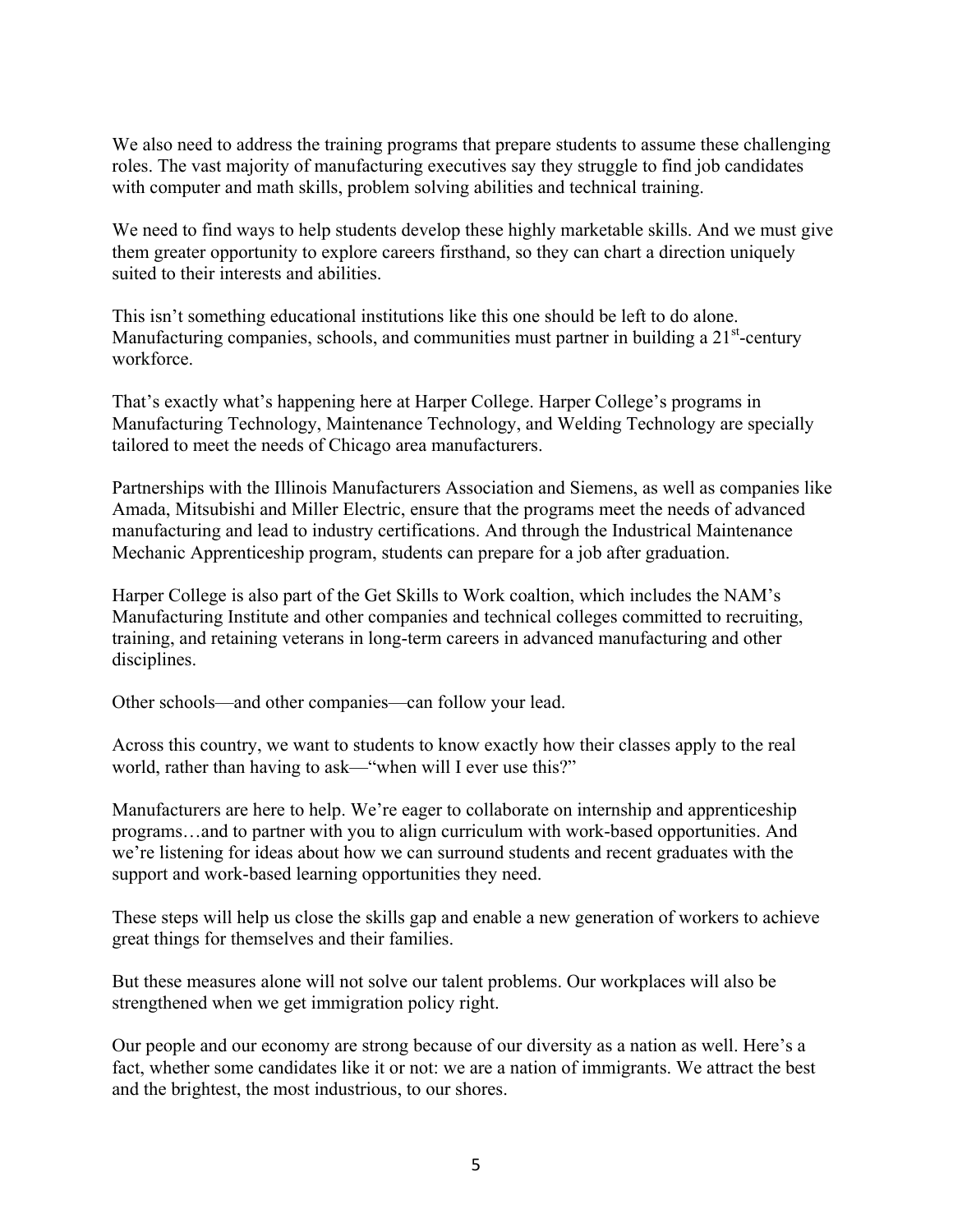We also need to address the training programs that prepare students to assume these challenging roles. The vast majority of manufacturing executives say they struggle to find job candidates with computer and math skills, problem solving abilities and technical training.

We need to find ways to help students develop these highly marketable skills. And we must give them greater opportunity to explore careers firsthand, so they can chart a direction uniquely suited to their interests and abilities.

This isn't something educational institutions like this one should be left to do alone. Manufacturing companies, schools, and communities must partner in building a 21st-century workforce.

That's exactly what's happening here at Harper College. Harper College's programs in Manufacturing Technology, Maintenance Technology, and Welding Technology are specially tailored to meet the needs of Chicago area manufacturers.

Partnerships with the Illinois Manufacturers Association and Siemens, as well as companies like Amada, Mitsubishi and Miller Electric, ensure that the programs meet the needs of advanced manufacturing and lead to industry certifications. And through the Industrical Maintenance Mechanic Apprenticeship program, students can prepare for a job after graduation.

Harper College is also part of the Get Skills to Work coaltion, which includes the NAM's Manufacturing Institute and other companies and technical colleges committed to recruiting, training, and retaining veterans in long-term careers in advanced manufacturing and other disciplines.

Other schools—and other companies—can follow your lead.

Across this country, we want to students to know exactly how their classes apply to the real world, rather than having to ask—"when will I ever use this?"

Manufacturers are here to help. We're eager to collaborate on internship and apprenticeship programs…and to partner with you to align curriculum with work-based opportunities. And we're listening for ideas about how we can surround students and recent graduates with the support and work-based learning opportunities they need.

These steps will help us close the skills gap and enable a new generation of workers to achieve great things for themselves and their families.

But these measures alone will not solve our talent problems. Our workplaces will also be strengthened when we get immigration policy right.

Our people and our economy are strong because of our diversity as a nation as well. Here's a fact, whether some candidates like it or not: we are a nation of immigrants. We attract the best and the brightest, the most industrious, to our shores.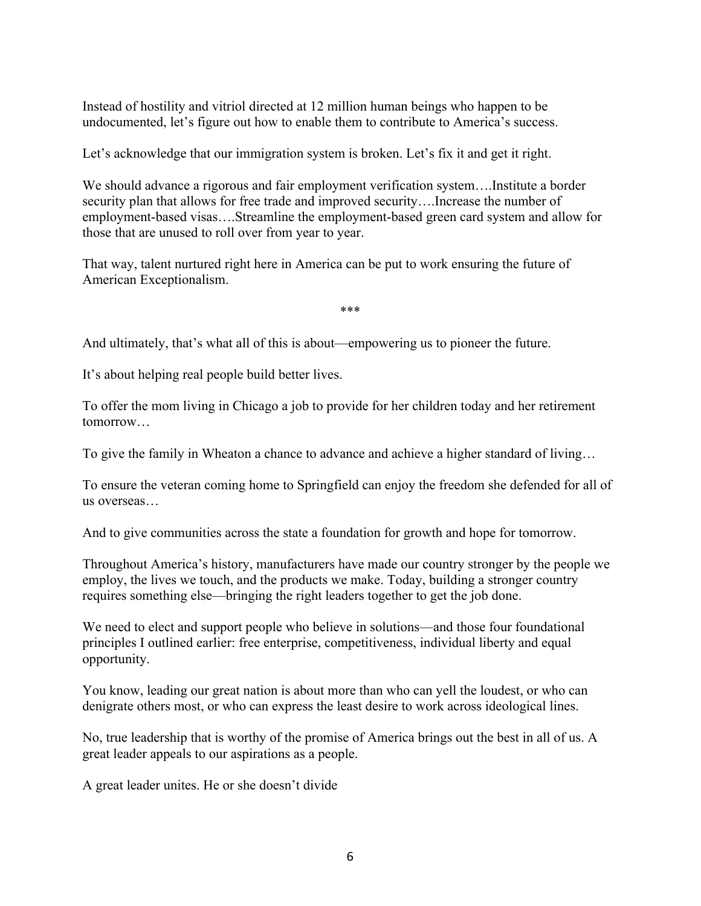Instead of hostility and vitriol directed at 12 million human beings who happen to be undocumented, let's figure out how to enable them to contribute to America's success.

Let's acknowledge that our immigration system is broken. Let's fix it and get it right.

We should advance a rigorous and fair employment verification system….Institute a border security plan that allows for free trade and improved security….Increase the number of employment-based visas….Streamline the employment-based green card system and allow for those that are unused to roll over from year to year.

That way, talent nurtured right here in America can be put to work ensuring the future of American Exceptionalism.

***

And ultimately, that's what all of this is about—empowering us to pioneer the future.

It's about helping real people build better lives.

To offer the mom living in Chicago a job to provide for her children today and her retirement tomorrow…

To give the family in Wheaton a chance to advance and achieve a higher standard of living…

To ensure the veteran coming home to Springfield can enjoy the freedom she defended for all of us overseas…

And to give communities across the state a foundation for growth and hope for tomorrow.

Throughout America's history, manufacturers have made our country stronger by the people we employ, the lives we touch, and the products we make. Today, building a stronger country requires something else—bringing the right leaders together to get the job done.

We need to elect and support people who believe in solutions—and those four foundational principles I outlined earlier: free enterprise, competitiveness, individual liberty and equal opportunity.

You know, leading our great nation is about more than who can yell the loudest, or who can denigrate others most, or who can express the least desire to work across ideological lines.

No, true leadership that is worthy of the promise of America brings out the best in all of us. A great leader appeals to our aspirations as a people.

A great leader unites. He or she doesn't divide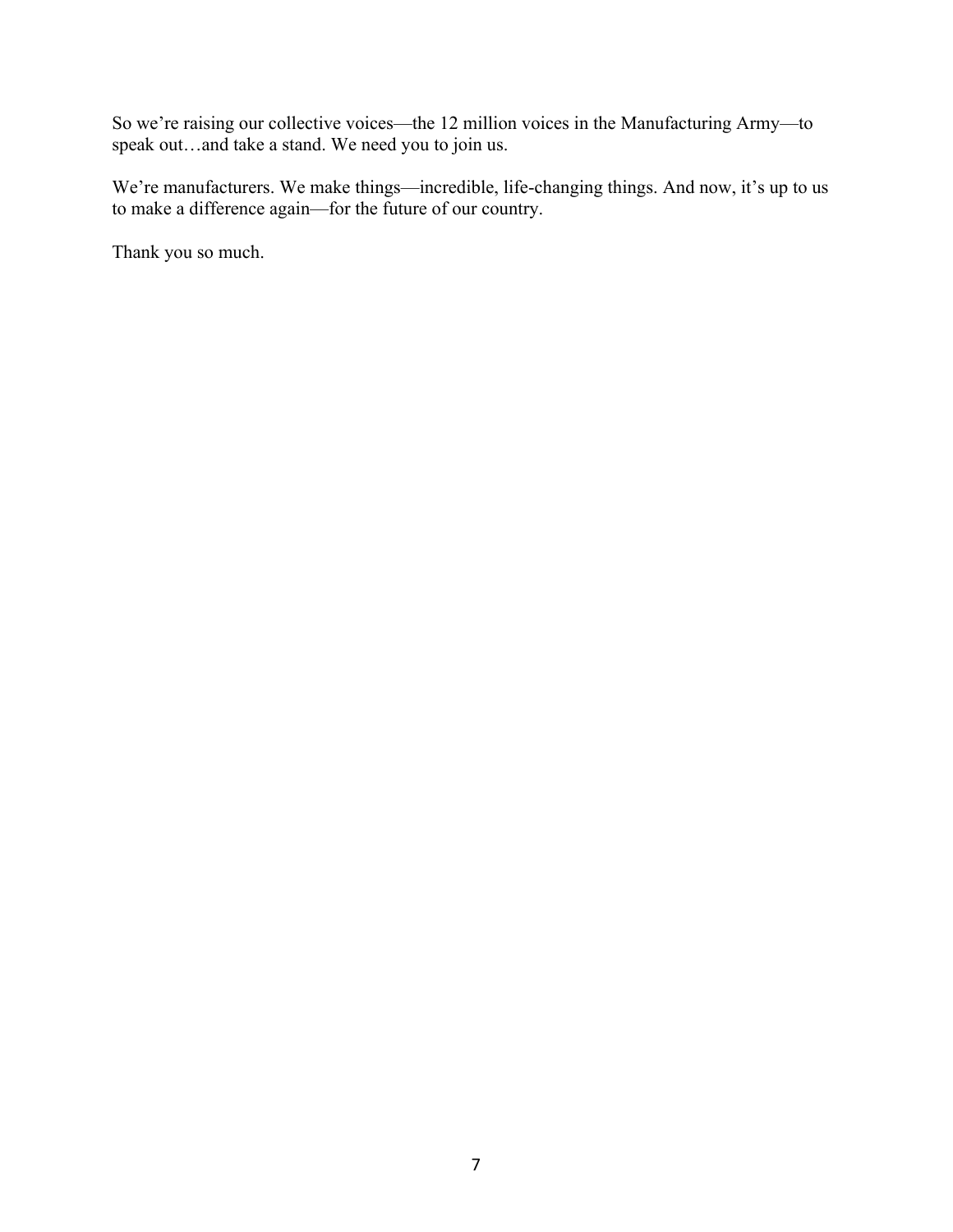So we're raising our collective voices—the 12 million voices in the Manufacturing Army—to speak out…and take a stand. We need you to join us.

We're manufacturers. We make things—incredible, life-changing things. And now, it's up to us to make a difference again—for the future of our country.

Thank you so much.